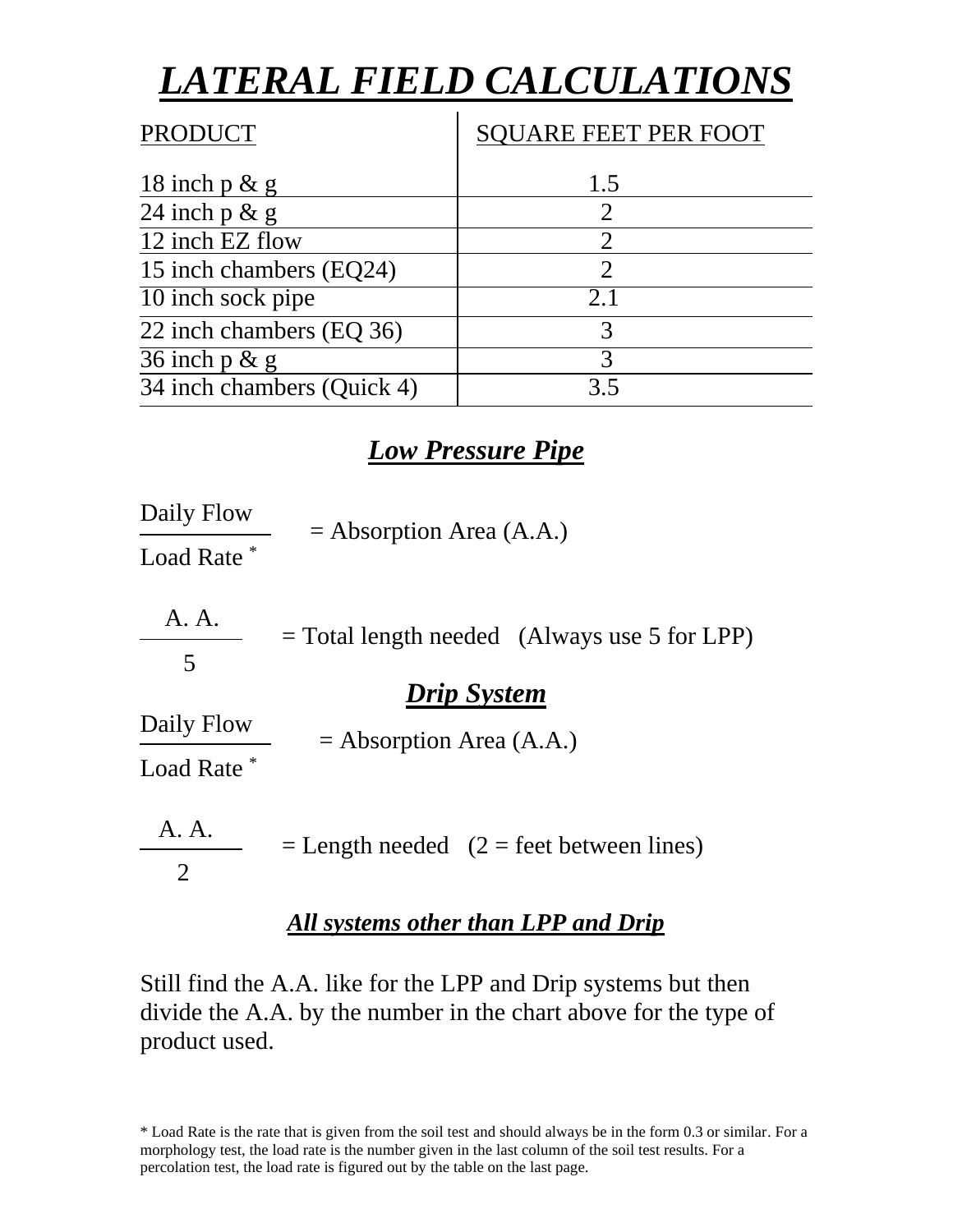// LATERAL FIELD CALCULATIONS

# ***LATERAL FIELD CALCULATIONS***

| PRODUCT | SQUARE FEET PER FOOT |
|---|---|
| 18 inch p & g | 1.5 |
| 24 inch p & g | 2 |
| 12 inch EZ flow | 2 |
| 15 inch chambers (EQ24) | 2 |
| 10 inch sock pipe | 2.1 |
| 22 inch chambers (EQ 36) | 3 |
| 36 inch p & g | 3 |
| 34 inch chambers (Quick 4) | 3.5 |

## ***Low Pressure Pipe***

$$\frac{\text{Daily Flow}}{\text{Load Rate}^{*}} = \text{Absorption Area (A.A.)}$$

$$\frac{\text{A. A.}}{5} = \text{Total length needed} \quad \text{(Always use 5 for LPP)}$$

## ***Drip System***

$$\frac{\text{Daily Flow}}{\text{Load Rate}^{*}} = \text{Absorption Area (A.A.)}$$

$$\frac{\text{A. A.}}{2} = \text{Length needed} \quad \text{(2 = feet between lines)}$$

## ***All systems other than LPP and Drip***

Still find the A.A. like for the LPP and Drip systems but then divide the A.A. by the number in the chart above for the type of product used.

* Load Rate is the rate that is given from the soil test and should always be in the form 0.3 or similar. For a morphology test, the load rate is the number given in the last column of the soil test results. For a percolation test, the load rate is figured out by the table on the last page.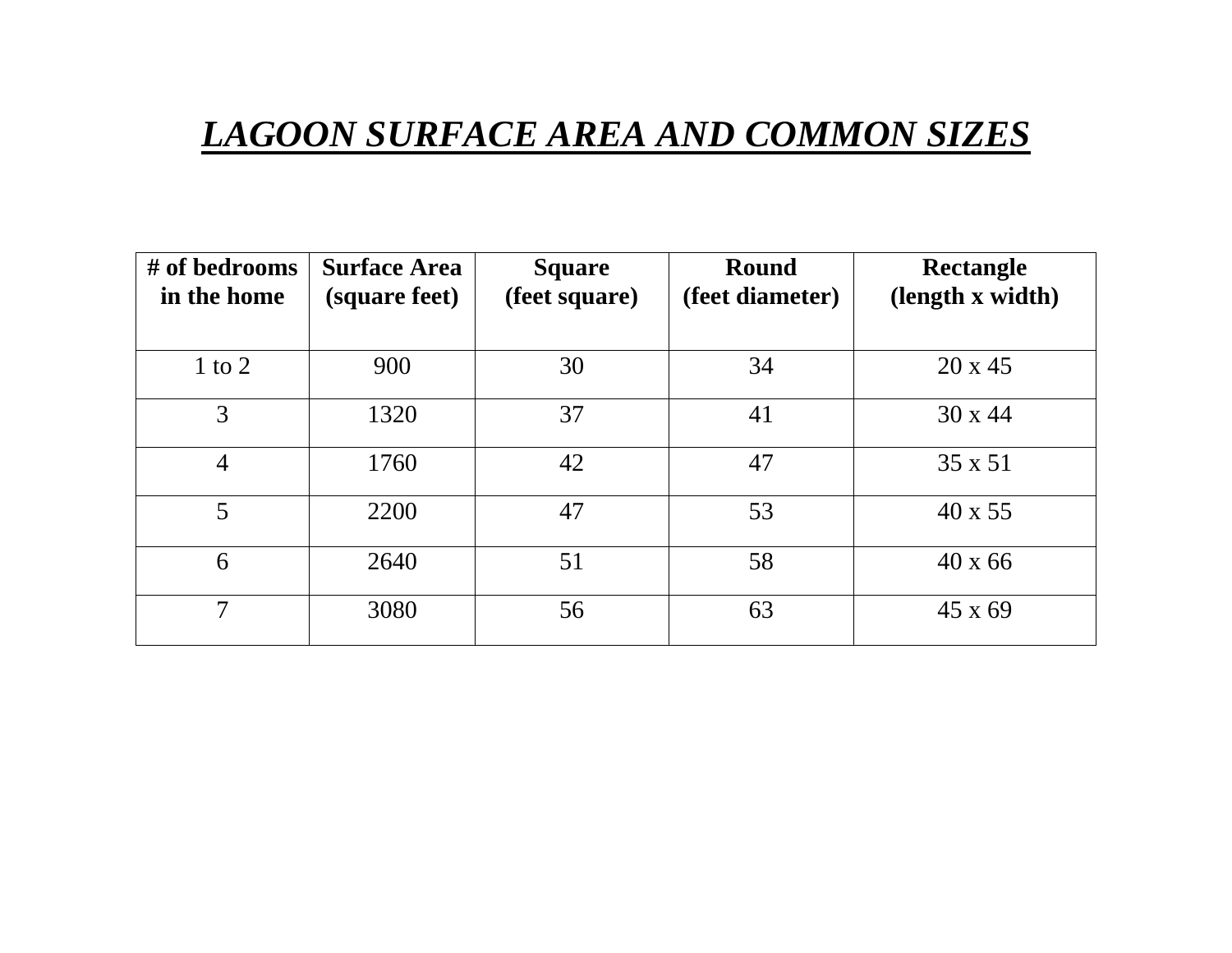# ***LAGOON SURFACE AREA AND COMMON SIZES***

| # of bedrooms in the home | Surface Area (square feet) | Square (feet square) | Round (feet diameter) | Rectangle (length x width) |
|---|---|---|---|---|
| 1 to 2 | 900 | 30 | 34 | 20 x 45 |
| 3 | 1320 | 37 | 41 | 30 x 44 |
| 4 | 1760 | 42 | 47 | 35 x 51 |
| 5 | 2200 | 47 | 53 | 40 x 55 |
| 6 | 2640 | 51 | 58 | 40 x 66 |
| 7 | 3080 | 56 | 63 | 45 x 69 |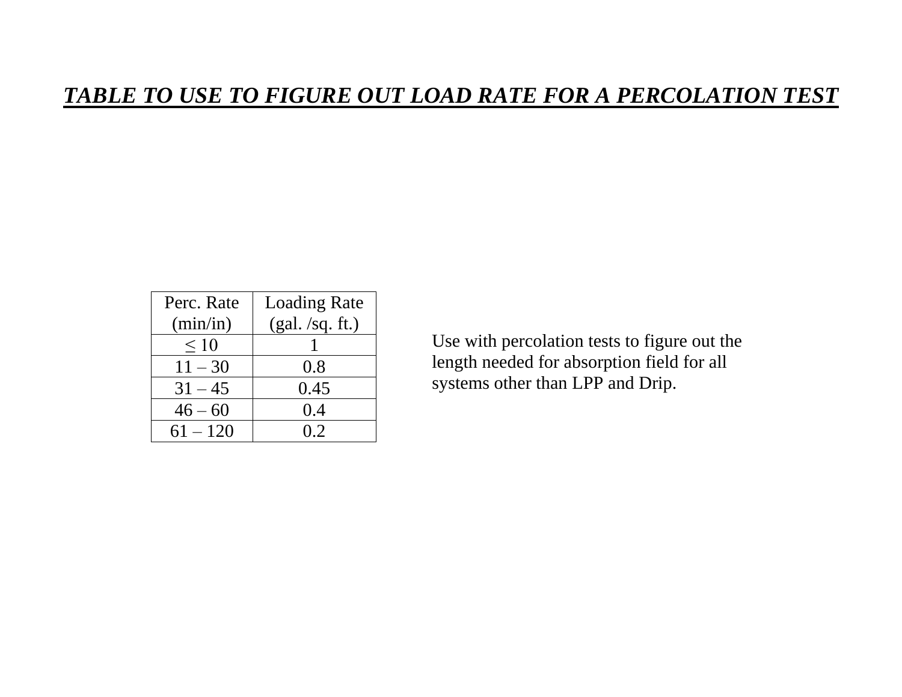# ***TABLE TO USE TO FIGURE OUT LOAD RATE FOR A PERCOLATION TEST***

| Perc. Rate (min/in) | Loading Rate (gal. /sq. ft.) |
|---|---|
| ≤ 10 | 1 |
| 11 – 30 | 0.8 |
| 31 – 45 | 0.45 |
| 46 – 60 | 0.4 |
| 61 – 120 | 0.2 |

Use with percolation tests to figure out the length needed for absorption field for all systems other than LPP and Drip.